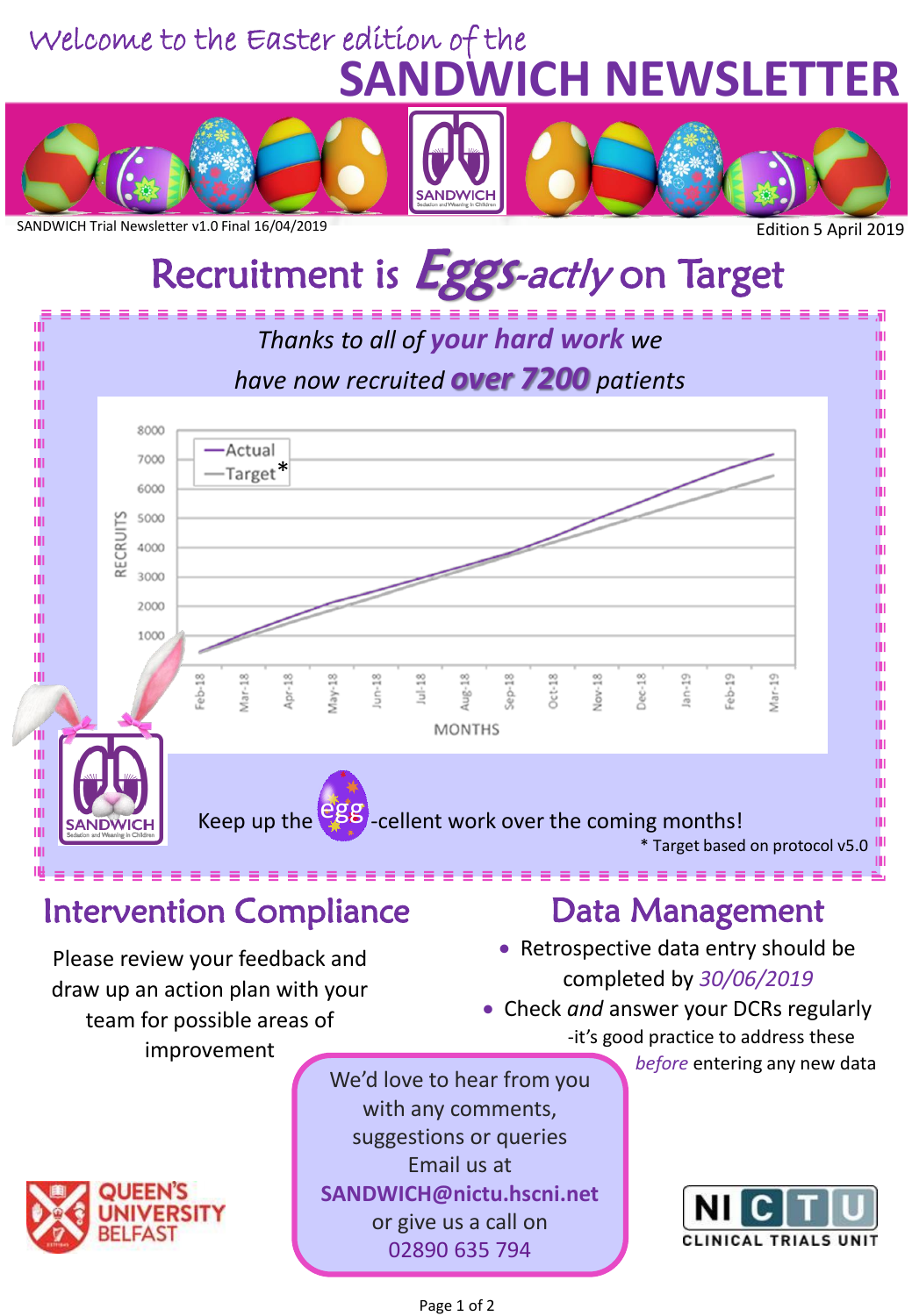Welcome to the Easter edition of the

# SANDWICH NEWSLETTER

SANDWICH Trial Newsletter v1.0 Final 16/04/2019

Edition 5 April 2019

## Recruitment is *Eggs-actly* on Target

*Thanks to all of* ***your hard work*** *we have now recruited* ***over 7200*** *patients*

Keep up the egg-cellent work over the coming months!

\* Target based on protocol v5.0

## Intervention Compliance

Please review your feedback and draw up an action plan with your team for possible areas of improvement

## Data Management

- Retrospective data entry should be completed by *30/06/2019*
- Check *and* answer your DCRs regularly -it's good practice to address these *before* entering any new data

We'd love to hear from you with any comments, suggestions or queries

Email us at **SANDWICH@nictu.hscni.net**

or give us a call on 02890 635 794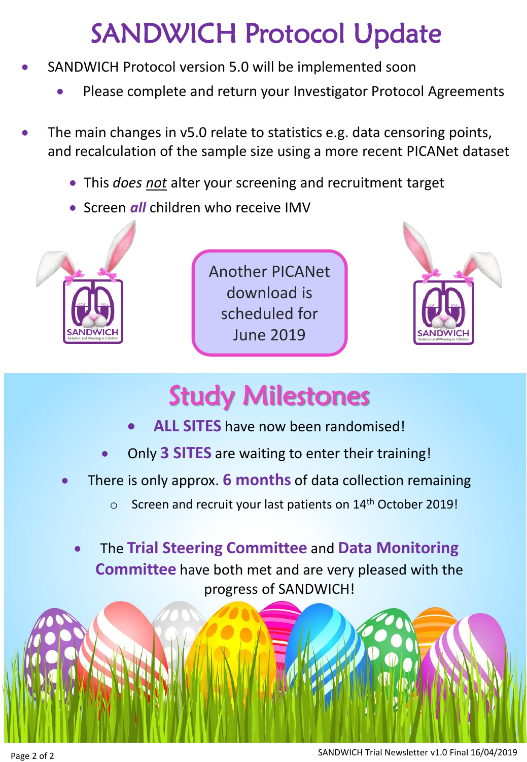# SANDWICH Protocol Update

- SANDWICH Protocol version 5.0 will be implemented soon
  - Please complete and return your Investigator Protocol Agreements

- The main changes in v5.0 relate to statistics e.g. data censoring points, and recalculation of the sample size using a more recent PICANet dataset
  - This *does* *not* alter your screening and recruitment target
  - Screen ***all*** children who receive IMV

Another PICANet download is scheduled for June 2019

# Study Milestones

- **ALL SITES** have now been randomised!
- Only **3 SITES** are waiting to enter their training!
- There is only approx. **6 months** of data collection remaining
  - Screen and recruit your last patients on 14th October 2019!
- The **Trial Steering Committee** and **Data Monitoring Committee** have both met and are very pleased with the progress of SANDWICH!